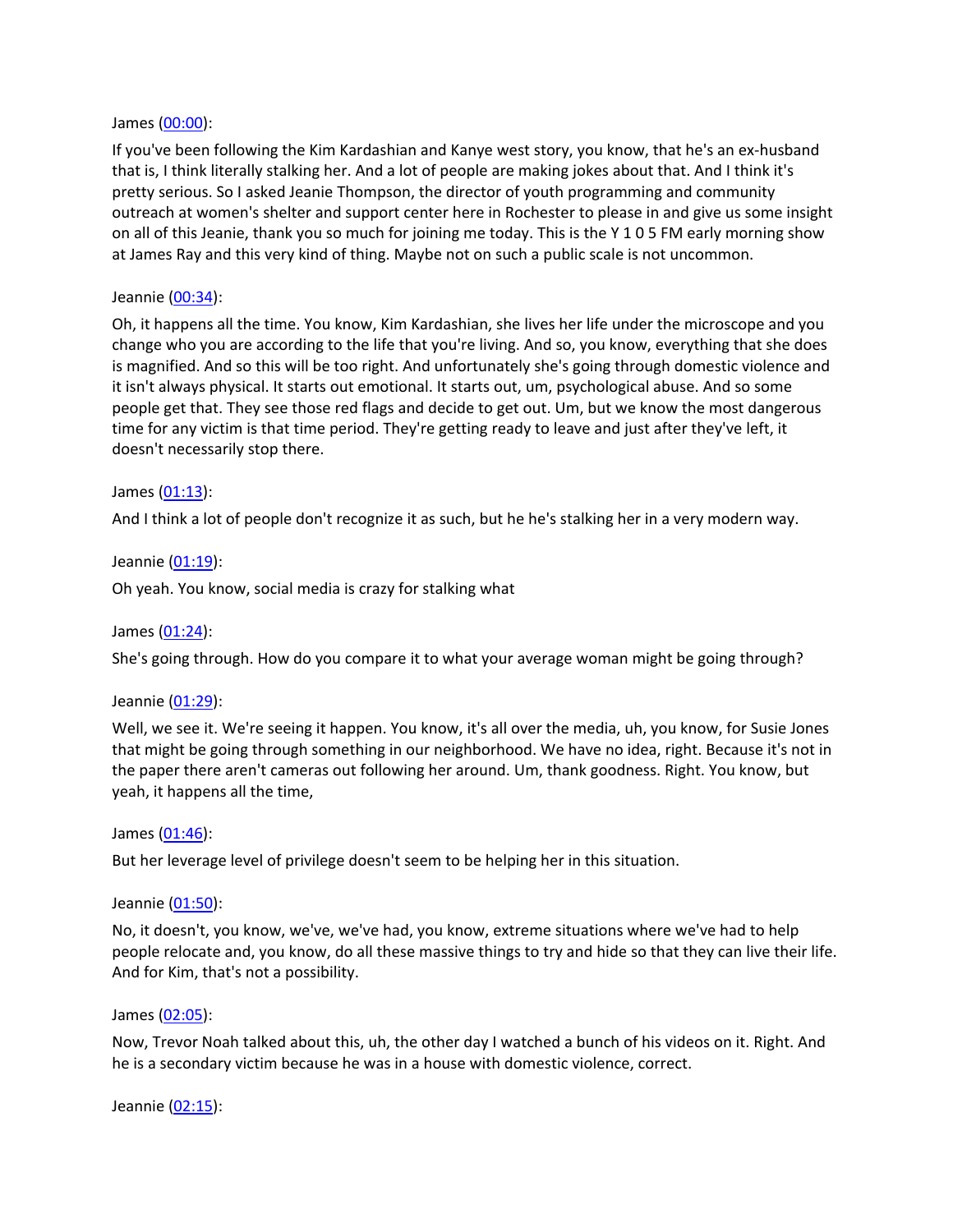James ([00:00](#)):

If you've been following the Kim Kardashian and Kanye west story, you know, that he's an ex-husband that is, I think literally stalking her. And a lot of people are making jokes about that. And I think it's pretty serious. So I asked Jeanie Thompson, the director of youth programming and community outreach at women's shelter and support center here in Rochester to please in and give us some insight on all of this Jeanie, thank you so much for joining me today. This is the Y 1 0 5 FM early morning show at James Ray and this very kind of thing. Maybe not on such a public scale is not uncommon.

Jeannie ([00:34](#)):

Oh, it happens all the time. You know, Kim Kardashian, she lives her life under the microscope and you change who you are according to the life that you're living. And so, you know, everything that she does is magnified. And so this will be too right. And unfortunately she's going through domestic violence and it isn't always physical. It starts out emotional. It starts out, um, psychological abuse. And so some people get that. They see those red flags and decide to get out. Um, but we know the most dangerous time for any victim is that time period. They're getting ready to leave and just after they've left, it doesn't necessarily stop there.

James ([01:13](#)):

And I think a lot of people don't recognize it as such, but he he's stalking her in a very modern way.

Jeannie ([01:19](#)):

Oh yeah. You know, social media is crazy for stalking what

James ([01:24](#)):

She's going through. How do you compare it to what your average woman might be going through?

Jeannie ([01:29](#)):

Well, we see it. We're seeing it happen. You know, it's all over the media, uh, you know, for Susie Jones that might be going through something in our neighborhood. We have no idea, right. Because it's not in the paper there aren't cameras out following her around. Um, thank goodness. Right. You know, but yeah, it happens all the time,

James ([01:46](#)):

But her leverage level of privilege doesn't seem to be helping her in this situation.

Jeannie ([01:50](#)):

No, it doesn't, you know, we've, we've had, you know, extreme situations where we've had to help people relocate and, you know, do all these massive things to try and hide so that they can live their life. And for Kim, that's not a possibility.

James ([02:05](#)):

Now, Trevor Noah talked about this, uh, the other day I watched a bunch of his videos on it. Right. And he is a secondary victim because he was in a house with domestic violence, correct.

Jeannie ([02:15](#)):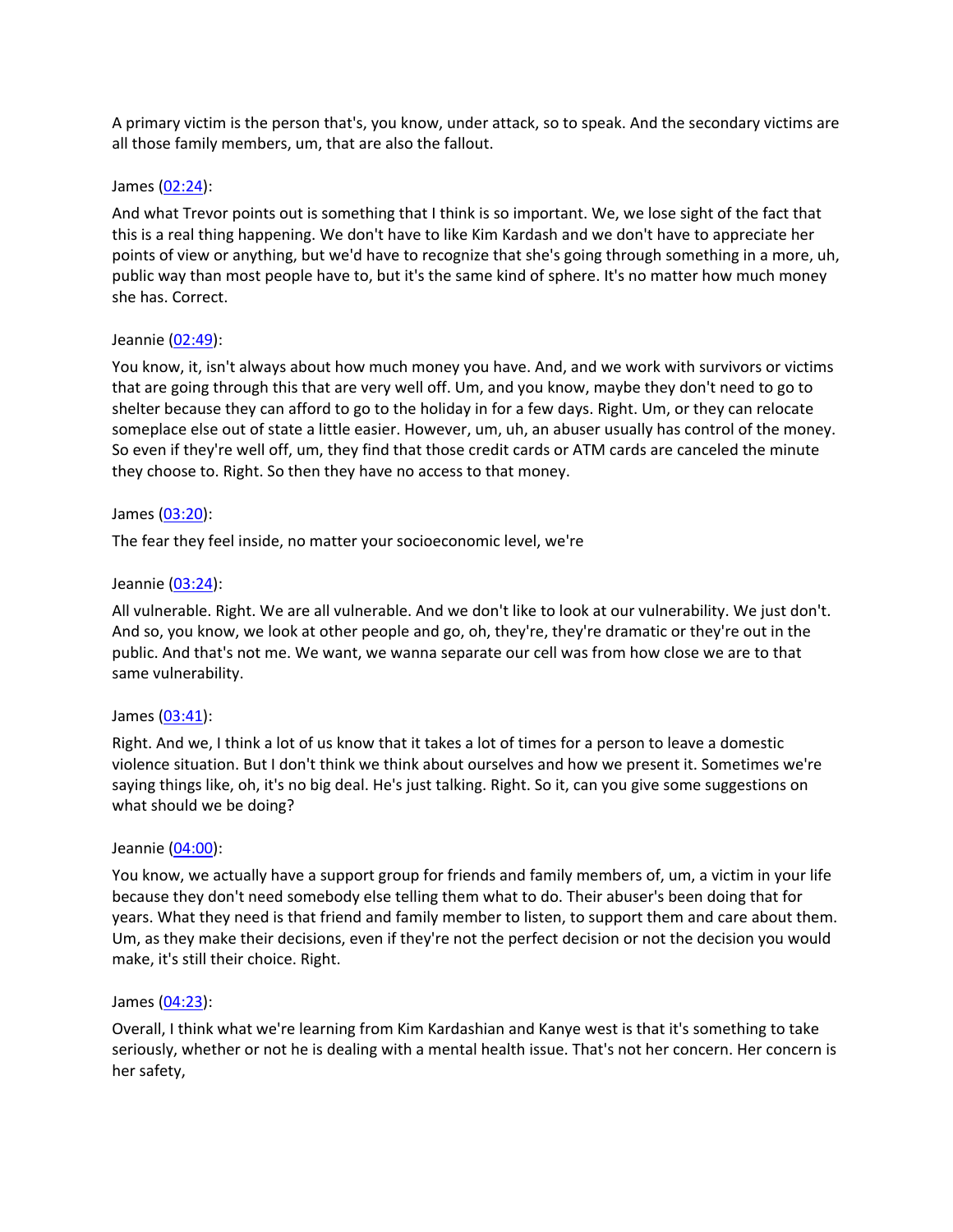A primary victim is the person that's, you know, under attack, so to speak. And the secondary victims are all those family members, um, that are also the fallout.

James ([02:24]):

And what Trevor points out is something that I think is so important. We, we lose sight of the fact that this is a real thing happening. We don't have to like Kim Kardash and we don't have to appreciate her points of view or anything, but we'd have to recognize that she's going through something in a more, uh, public way than most people have to, but it's the same kind of sphere. It's no matter how much money she has. Correct.

Jeannie ([02:49]):

You know, it, isn't always about how much money you have. And, and we work with survivors or victims that are going through this that are very well off. Um, and you know, maybe they don't need to go to shelter because they can afford to go to the holiday in for a few days. Right. Um, or they can relocate someplace else out of state a little easier. However, um, uh, an abuser usually has control of the money. So even if they're well off, um, they find that those credit cards or ATM cards are canceled the minute they choose to. Right. So then they have no access to that money.

James ([03:20]):

The fear they feel inside, no matter your socioeconomic level, we're

Jeannie ([03:24]):

All vulnerable. Right. We are all vulnerable. And we don't like to look at our vulnerability. We just don't. And so, you know, we look at other people and go, oh, they're, they're dramatic or they're out in the public. And that's not me. We want, we wanna separate our cell was from how close we are to that same vulnerability.

James ([03:41]):

Right. And we, I think a lot of us know that it takes a lot of times for a person to leave a domestic violence situation. But I don't think we think about ourselves and how we present it. Sometimes we're saying things like, oh, it's no big deal. He's just talking. Right. So it, can you give some suggestions on what should we be doing?

Jeannie ([04:00]):

You know, we actually have a support group for friends and family members of, um, a victim in your life because they don't need somebody else telling them what to do. Their abuser's been doing that for years. What they need is that friend and family member to listen, to support them and care about them. Um, as they make their decisions, even if they're not the perfect decision or not the decision you would make, it's still their choice. Right.

James ([04:23]):

Overall, I think what we're learning from Kim Kardashian and Kanye west is that it's something to take seriously, whether or not he is dealing with a mental health issue. That's not her concern. Her concern is her safety,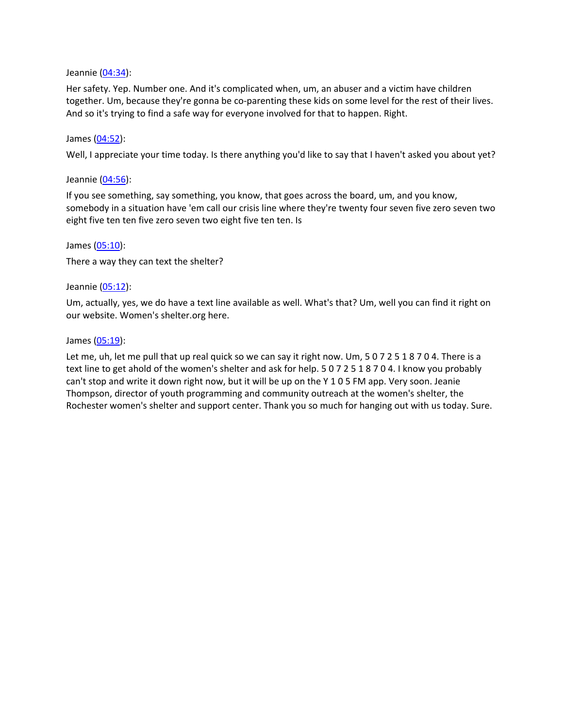Jeannie ([04:34](#)):

Her safety. Yep. Number one. And it's complicated when, um, an abuser and a victim have children together. Um, because they're gonna be co-parenting these kids on some level for the rest of their lives. And so it's trying to find a safe way for everyone involved for that to happen. Right.

James ([04:52](#)):

Well, I appreciate your time today. Is there anything you'd like to say that I haven't asked you about yet?

Jeannie ([04:56](#)):

If you see something, say something, you know, that goes across the board, um, and you know, somebody in a situation have 'em call our crisis line where they're twenty four seven five zero seven two eight five ten ten five zero seven two eight five ten ten. Is

James ([05:10](#)):

There a way they can text the shelter?

Jeannie ([05:12](#)):

Um, actually, yes, we do have a text line available as well. What's that? Um, well you can find it right on our website. Women's shelter.org here.

James ([05:19](#)):

Let me, uh, let me pull that up real quick so we can say it right now. Um, 5 0 7 2 5 1 8 7 0 4. There is a text line to get ahold of the women's shelter and ask for help. 5 0 7 2 5 1 8 7 0 4. I know you probably can't stop and write it down right now, but it will be up on the Y 1 0 5 FM app. Very soon. Jeanie Thompson, director of youth programming and community outreach at the women's shelter, the Rochester women's shelter and support center. Thank you so much for hanging out with us today. Sure.